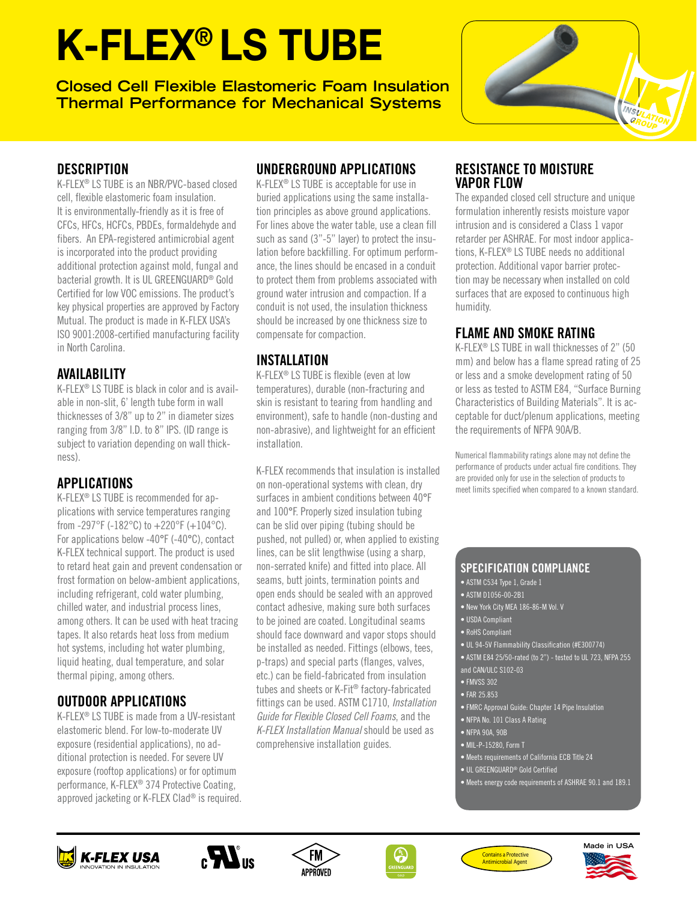# K-FLEX® LS TUBE

**Closed Cell Flexible Elastomeric Foam Insulation**
**Thermal Performance for Mechanical Systems**

## DESCRIPTION

K-FLEX® LS TUBE is an NBR/PVC-based closed cell, flexible elastomeric foam insulation. It is environmentally-friendly as it is free of CFCs, HFCs, HCFCs, PBDEs, formaldehyde and fibers. An EPA-registered antimicrobial agent is incorporated into the product providing additional protection against mold, fungal and bacterial growth. It is UL GREENGUARD® Gold Certified for low VOC emissions. The product's key physical properties are approved by Factory Mutual. The product is made in K-FLEX USA's ISO 9001:2008-certified manufacturing facility in North Carolina.

## AVAILABILITY

K-FLEX® LS TUBE is black in color and is available in non-slit, 6' length tube form in wall thicknesses of 3/8" up to 2" in diameter sizes ranging from 3/8" I.D. to 8" IPS. (ID range is subject to variation depending on wall thickness).

## APPLICATIONS

K-FLEX® LS TUBE is recommended for applications with service temperatures ranging from -297°F (-182°C) to +220°F (+104°C). For applications below -40°F (-40°C), contact K-FLEX technical support. The product is used to retard heat gain and prevent condensation or frost formation on below-ambient applications, including refrigerant, cold water plumbing, chilled water, and industrial process lines, among others. It can be used with heat tracing tapes. It also retards heat loss from medium hot systems, including hot water plumbing, liquid heating, dual temperature, and solar thermal piping, among others.

## OUTDOOR APPLICATIONS

K-FLEX® LS TUBE is made from a UV-resistant elastomeric blend. For low-to-moderate UV exposure (residential applications), no additional protection is needed. For severe UV exposure (rooftop applications) or for optimum performance, K-FLEX® 374 Protective Coating, approved jacketing or K-FLEX Clad® is required.

## UNDERGROUND APPLICATIONS

K-FLEX® LS TUBE is acceptable for use in buried applications using the same installation principles as above ground applications. For lines above the water table, use a clean fill such as sand (3"-5" layer) to protect the insulation before backfilling. For optimum performance, the lines should be encased in a conduit to protect them from problems associated with ground water intrusion and compaction. If a conduit is not used, the insulation thickness should be increased by one thickness size to compensate for compaction.

## INSTALLATION

K-FLEX® LS TUBE is flexible (even at low temperatures), durable (non-fracturing and skin is resistant to tearing from handling and environment), safe to handle (non-dusting and non-abrasive), and lightweight for an efficient installation.

K-FLEX recommends that insulation is installed on non-operational systems with clean, dry surfaces in ambient conditions between 40°F and 100°F. Properly sized insulation tubing can be slid over piping (tubing should be pushed, not pulled) or, when applied to existing lines, can be slit lengthwise (using a sharp, non-serrated knife) and fitted into place. All seams, butt joints, termination points and open ends should be sealed with an approved contact adhesive, making sure both surfaces to be joined are coated. Longitudinal seams should face downward and vapor stops should be installed as needed. Fittings (elbows, tees, p-traps) and special parts (flanges, valves, etc.) can be field-fabricated from insulation tubes and sheets or K-Fit® factory-fabricated fittings can be used. ASTM C1710, *Installation Guide for Flexible Closed Cell Foams*, and the *K-FLEX Installation Manual* should be used as comprehensive installation guides.

## RESISTANCE TO MOISTURE VAPOR FLOW

The expanded closed cell structure and unique formulation inherently resists moisture vapor intrusion and is considered a Class 1 vapor retarder per ASHRAE. For most indoor applications, K-FLEX® LS TUBE needs no additional protection. Additional vapor barrier protection may be necessary when installed on cold surfaces that are exposed to continuous high humidity.

## FLAME AND SMOKE RATING

K-FLEX® LS TUBE in wall thicknesses of 2" (50 mm) and below has a flame spread rating of 25 or less and a smoke development rating of 50 or less as tested to ASTM E84, "Surface Burning Characteristics of Building Materials". It is acceptable for duct/plenum applications, meeting the requirements of NFPA 90A/B.

Numerical flammability ratings alone may not define the performance of products under actual fire conditions. They are provided only for use in the selection of products to meet limits specified when compared to a known standard.

## SPECIFICATION COMPLIANCE

- ASTM C534 Type 1, Grade 1
- ASTM D1056-00-2B1
- New York City MEA 186-86-M Vol. V
- USDA Compliant
- RoHS Compliant
- UL 94-5V Flammability Classification (#E300774)
- ASTM E84 25/50-rated (to 2") - tested to UL 723, NFPA 255 and CAN/ULC S102-03
- FMVSS 302
- FAR 25.853
- FMRC Approval Guide: Chapter 14 Pipe Insulation
- NFPA No. 101 Class A Rating
- NFPA 90A, 90B
- MIL-P-15280, Form T
- Meets requirements of California ECB Title 24
- UL GREENGUARD® Gold Certified
- Meets energy code requirements of ASHRAE 90.1 and 189.1

K-FLEX USA — INNOVATION IN INSULATION

FM APPROVED

Contains a Protective Antimicrobial Agent

Made in USA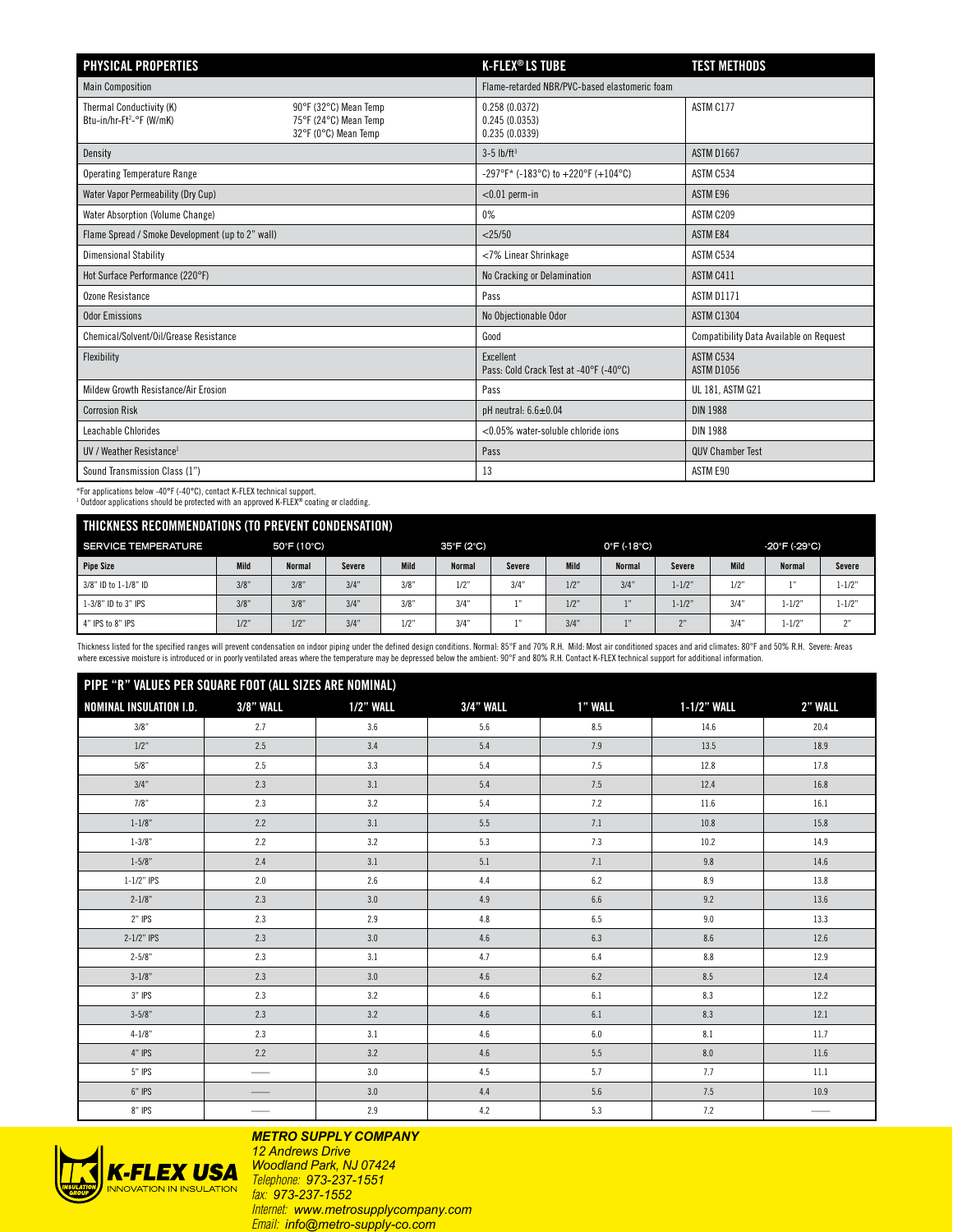| PHYSICAL PROPERTIES | | K-FLEX® LS TUBE | TEST METHODS |
|---|---|---|---|
| Main Composition | | Flame-retarded NBR/PVC-based elastomeric foam | |
| Thermal Conductivity (K) Btu-in/hr-Ft²-°F (W/mK) | 90°F (32°C) Mean Temp<br>75°F (24°C) Mean Temp<br>32°F (0°C) Mean Temp | 0.258 (0.0372)<br>0.245 (0.0353)<br>0.235 (0.0339) | ASTM C177 |
| Density | | 3-5 lb/ft³ | ASTM D1667 |
| Operating Temperature Range | | -297°F* (-183°C) to +220°F (+104°C) | ASTM C534 |
| Water Vapor Permeability (Dry Cup) | | <0.01 perm-in | ASTM E96 |
| Water Absorption (Volume Change) | | 0% | ASTM C209 |
| Flame Spread / Smoke Development (up to 2" wall) | | <25/50 | ASTM E84 |
| Dimensional Stability | | <7% Linear Shrinkage | ASTM C534 |
| Hot Surface Performance (220°F) | | No Cracking or Delamination | ASTM C411 |
| Ozone Resistance | | Pass | ASTM D1171 |
| Odor Emissions | | No Objectionable Odor | ASTM C1304 |
| Chemical/Solvent/Oil/Grease Resistance | | Good | Compatibility Data Available on Request |
| Flexibility | | Excellent<br>Pass: Cold Crack Test at -40°F (-40°C) | ASTM C534<br>ASTM D1056 |
| Mildew Growth Resistance/Air Erosion | | Pass | UL 181, ASTM G21 |
| Corrosion Risk | | pH neutral: 6.6±0.04 | DIN 1988 |
| Leachable Chlorides | | <0.05% water-soluble chloride ions | DIN 1988 |
| UV / Weather Resistance[1] | | Pass | QUV Chamber Test |
| Sound Transmission Class (1") | | 13 | ASTM E90 |

*For applications below -40°F (-40°C), contact K-FLEX technical support.
[1] Outdoor applications should be protected with an approved K-FLEX® coating or cladding.

## THICKNESS RECOMMENDATIONS (TO PREVENT CONDENSATION)

| SERVICE TEMPERATURE | 50°F (10°C) | | | 35°F (2°C) | | | 0°F (-18°C) | | | -20°F (-29°C) | | |
|---|---|---|---|---|---|---|---|---|---|---|---|---|
| Pipe Size | Mild | Normal | Severe | Mild | Normal | Severe | Mild | Normal | Severe | Mild | Normal | Severe |
| 3/8" ID to 1-1/8" ID | 3/8" | 3/8" | 3/4" | 3/8" | 1/2" | 3/4" | 1/2" | 3/4" | 1-1/2" | 1/2" | 1" | 1-1/2" |
| 1-3/8" ID to 3" IPS | 3/8" | 3/8" | 3/4" | 3/8" | 3/4" | 1" | 1/2" | 1" | 1-1/2" | 3/4" | 1-1/2" | 1-1/2" |
| 4" IPS to 8" IPS | 1/2" | 1/2" | 3/4" | 1/2" | 3/4" | 1" | 3/4" | 1" | 2" | 3/4" | 1-1/2" | 2" |

Thickness listed for the specified ranges will prevent condensation on indoor piping under the defined design conditions. Normal: 85°F and 70% R.H. Mild: Most air conditioned spaces and arid climates: 80°F and 50% R.H. Severe: Areas where excessive moisture is introduced or in poorly ventilated areas where the temperature may be depressed below the ambient: 90°F and 80% R.H. Contact K-FLEX technical support for additional information.

## PIPE "R" VALUES PER SQUARE FOOT (ALL SIZES ARE NOMINAL)

| NOMINAL INSULATION I.D. | 3/8" WALL | 1/2" WALL | 3/4" WALL | 1" WALL | 1-1/2" WALL | 2" WALL |
|---|---|---|---|---|---|---|
| 3/8" | 2.7 | 3.6 | 5.6 | 8.5 | 14.6 | 20.4 |
| 1/2" | 2.5 | 3.4 | 5.4 | 7.9 | 13.5 | 18.9 |
| 5/8" | 2.5 | 3.3 | 5.4 | 7.5 | 12.8 | 17.8 |
| 3/4" | 2.3 | 3.1 | 5.4 | 7.5 | 12.4 | 16.8 |
| 7/8" | 2.3 | 3.2 | 5.4 | 7.2 | 11.6 | 16.1 |
| 1-1/8" | 2.2 | 3.1 | 5.5 | 7.1 | 10.8 | 15.8 |
| 1-3/8" | 2.2 | 3.2 | 5.3 | 7.3 | 10.2 | 14.9 |
| 1-5/8" | 2.4 | 3.1 | 5.1 | 7.1 | 9.8 | 14.6 |
| 1-1/2" IPS | 2.0 | 2.6 | 4.4 | 6.2 | 8.9 | 13.8 |
| 2-1/8" | 2.3 | 3.0 | 4.9 | 6.6 | 9.2 | 13.6 |
| 2" IPS | 2.3 | 2.9 | 4.8 | 6.5 | 9.0 | 13.3 |
| 2-1/2" IPS | 2.3 | 3.0 | 4.6 | 6.3 | 8.6 | 12.6 |
| 2-5/8" | 2.3 | 3.1 | 4.7 | 6.4 | 8.8 | 12.9 |
| 3-1/8" | 2.3 | 3.0 | 4.6 | 6.2 | 8.5 | 12.4 |
| 3" IPS | 2.3 | 3.2 | 4.6 | 6.1 | 8.3 | 12.2 |
| 3-5/8" | 2.3 | 3.2 | 4.6 | 6.1 | 8.3 | 12.1 |
| 4-1/8" | 2.3 | 3.1 | 4.6 | 6.0 | 8.1 | 11.7 |
| 4" IPS | 2.2 | 3.2 | 4.6 | 5.5 | 8.0 | 11.6 |
| 5" IPS | — | 3.0 | 4.5 | 5.7 | 7.7 | 11.1 |
| 6" IPS | — | 3.0 | 4.4 | 5.6 | 7.5 | 10.9 |
| 8" IPS | — | 2.9 | 4.2 | 5.3 | 7.2 | — |

K-FLEX USA
INNOVATION IN INSULATION

***METRO SUPPLY COMPANY***
*12 Andrews Drive*
*Woodland Park, NJ 07424*
*Telephone: 973-237-1551*
*fax: 973-237-1552*
*Internet: www.metrosupplycompany.com*
*Email: info@metro-supply-co.com*